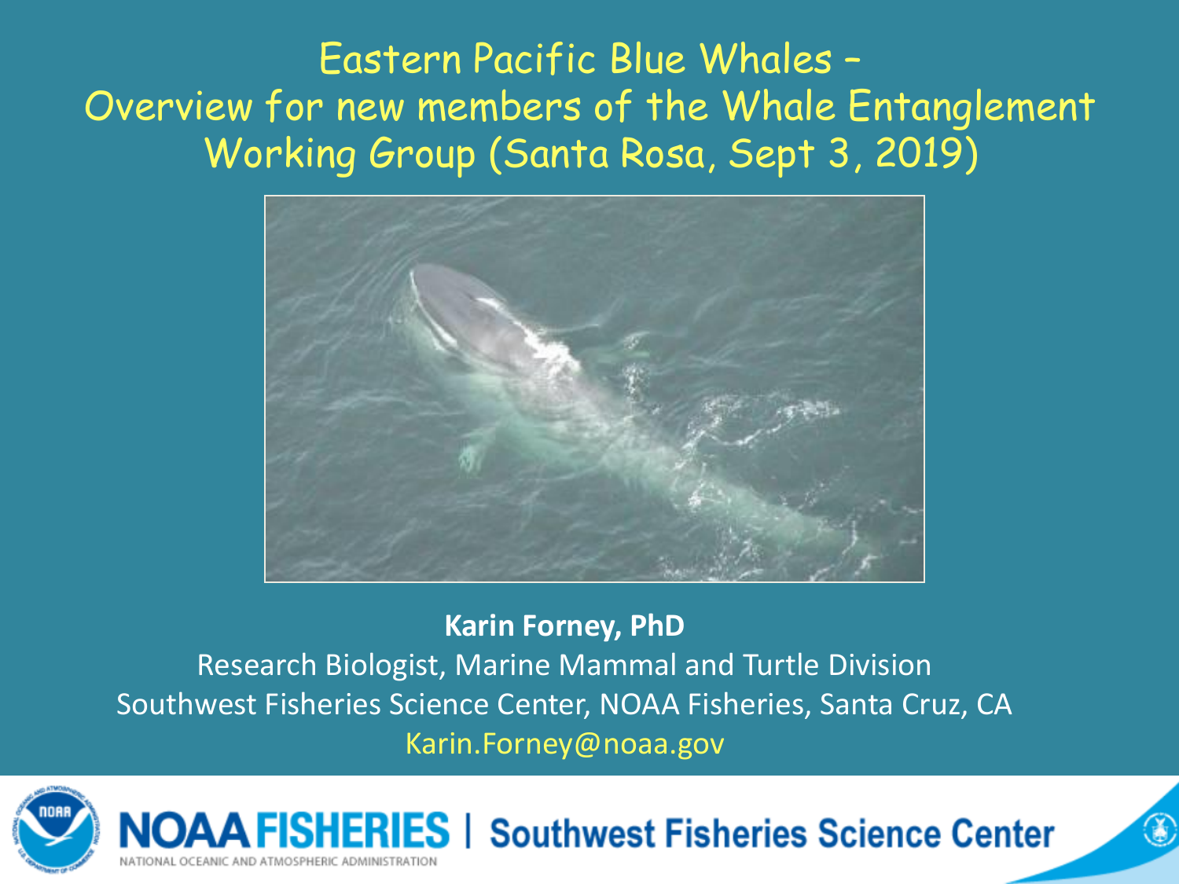# Eastern Pacific Blue Whales – Overview for new members of the Whale Entanglement Working Group (Santa Rosa, Sept 3, 2019)

**Karin Forney, PhD**

Research Biologist, Marine Mammal and Turtle Division

Southwest Fisheries Science Center, NOAA Fisheries, Santa Cruz, CA

Karin.Forney@noaa.gov

NOAA FISHERIES | Southwest Fisheries Science Center

NATIONAL OCEANIC AND ATMOSPHERIC ADMINISTRATION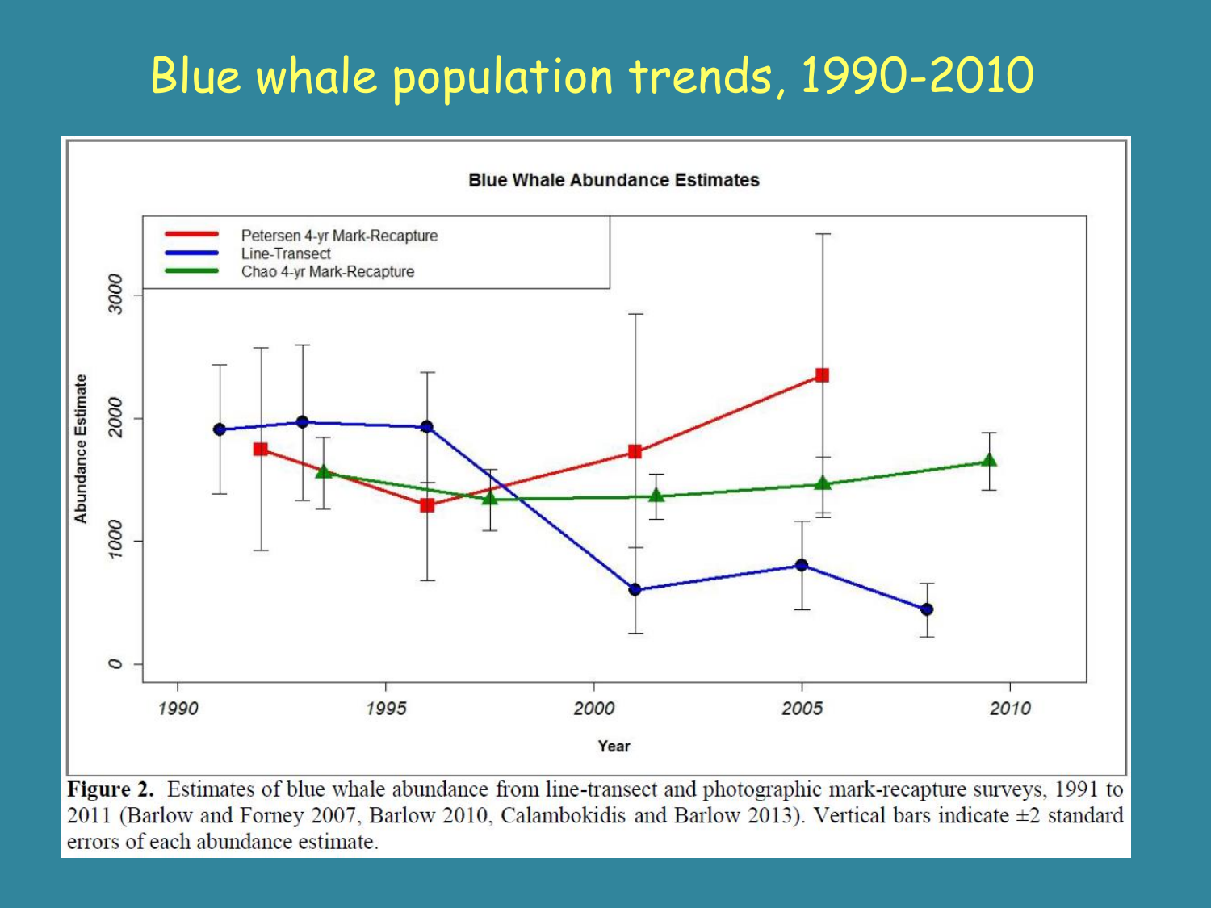# Blue whale population trends, 1990-2010

**Figure 2.** Estimates of blue whale abundance from line-transect and photographic mark-recapture surveys, 1991 to 2011 (Barlow and Forney 2007, Barlow 2010, Calambokidis and Barlow 2013). Vertical bars indicate ±2 standard errors of each abundance estimate.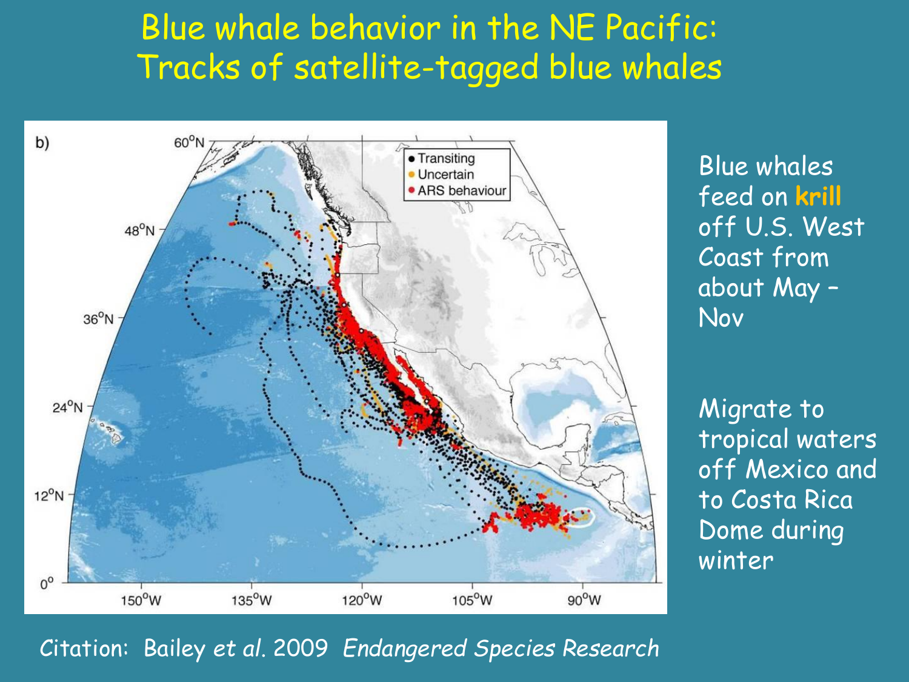# Blue whale behavior in the NE Pacific: Tracks of satellite-tagged blue whales

Blue whales feed on **krill** off U.S. West Coast from about May – Nov

Migrate to tropical waters off Mexico and to Costa Rica Dome during winter

Citation: Bailey *et al.* 2009 *Endangered Species Research*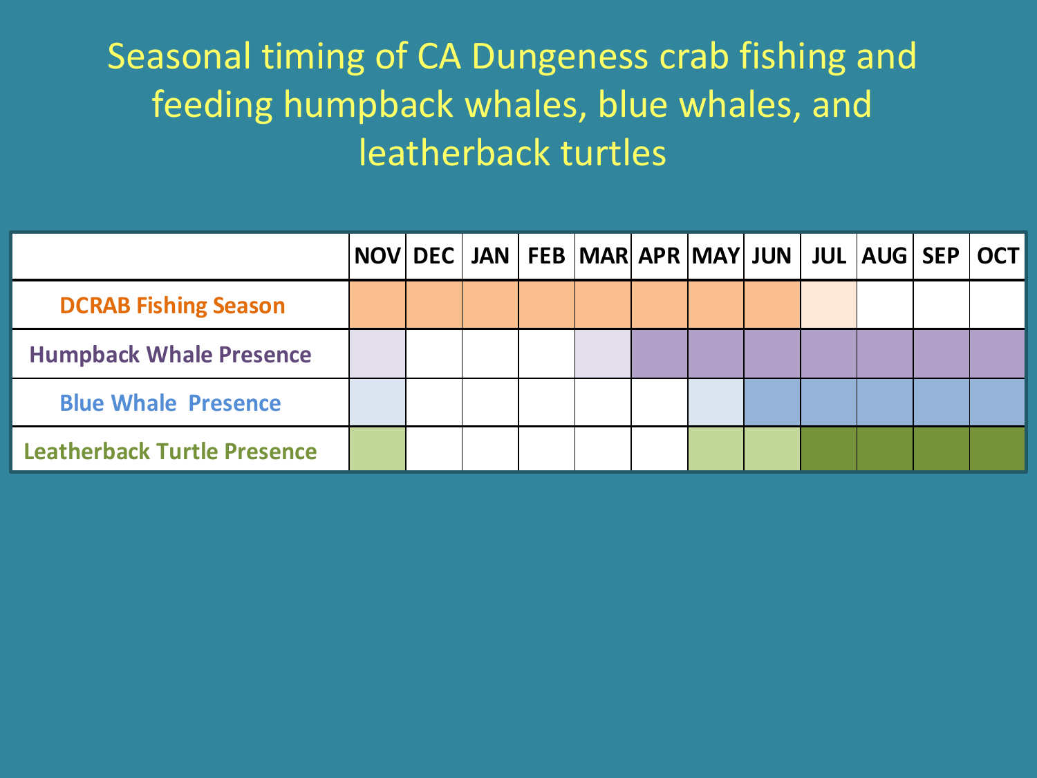# Seasonal timing of CA Dungeness crab fishing and feeding humpback whales, blue whales, and leatherback turtles

| | NOV | DEC | JAN | FEB | MAR | APR | MAY | JUN | JUL | AUG | SEP | OCT |
|---|---|---|---|---|---|---|---|---|---|---|---|---|
| **DCRAB Fishing Season** | | | | | | | | | | | | |
| **Humpback Whale Presence** | | | | | | | | | | | | |
| **Blue Whale Presence** | | | | | | | | | | | | |
| **Leatherback Turtle Presence** | | | | | | | | | | | | |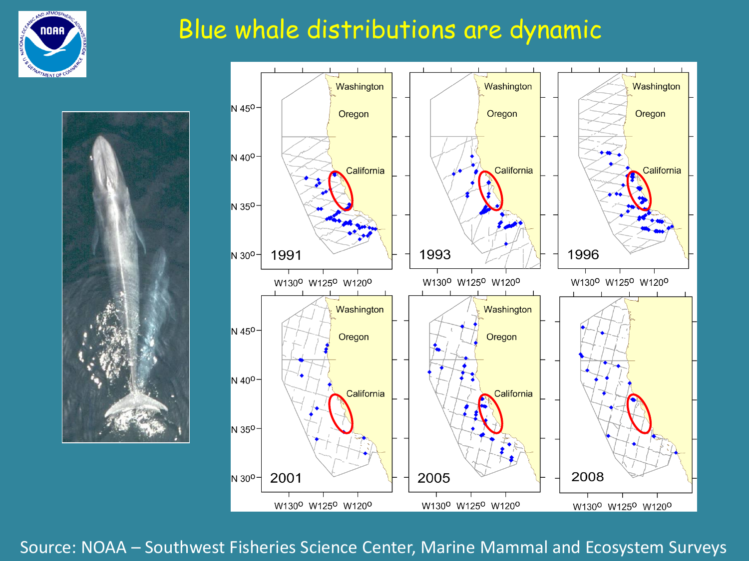# Blue whale distributions are dynamic

Source: NOAA – Southwest Fisheries Science Center, Marine Mammal and Ecosystem Surveys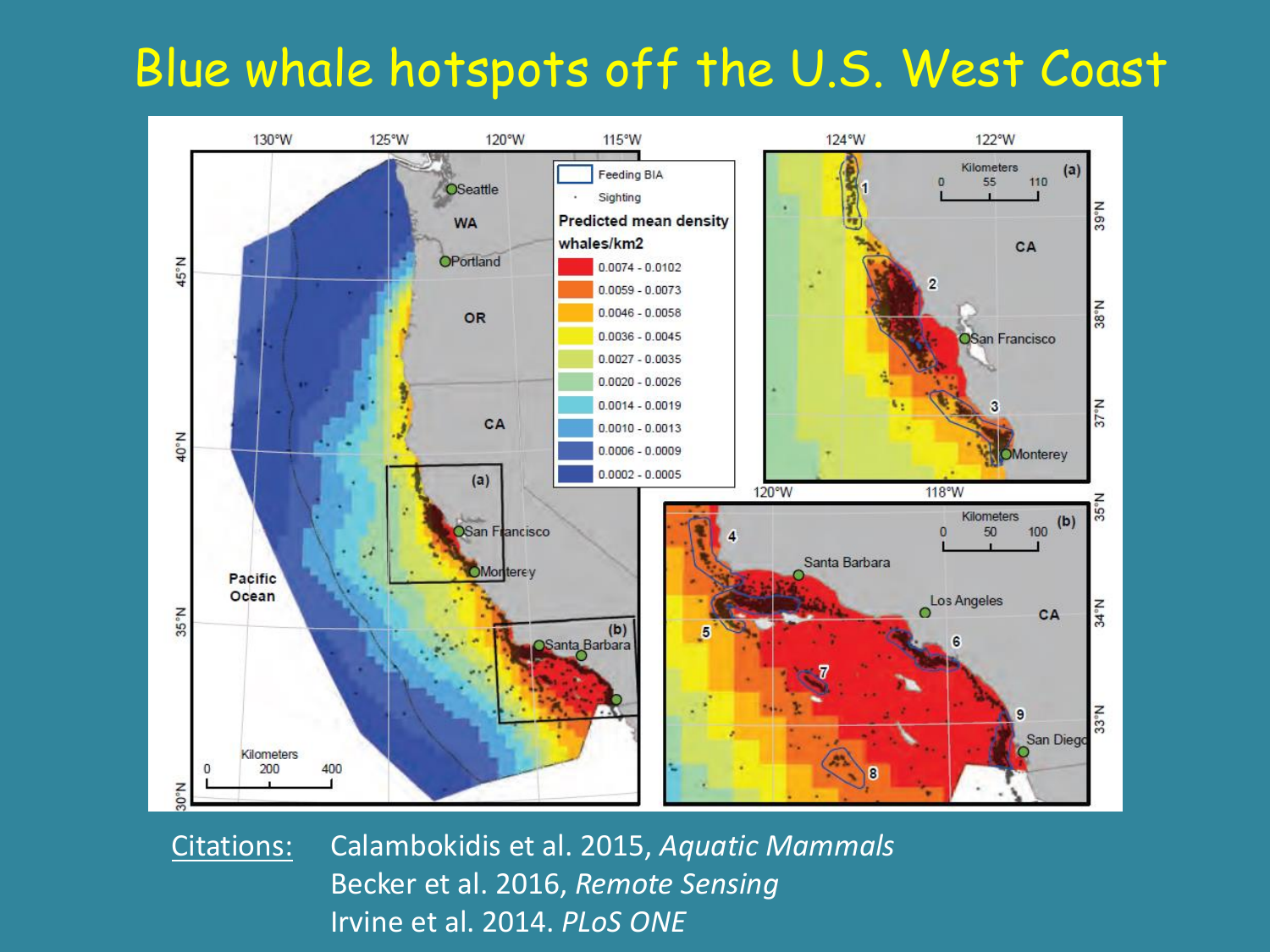# Blue whale hotspots off the U.S. West Coast

Citations: Calambokidis et al. 2015, *Aquatic Mammals*
Becker et al. 2016, *Remote Sensing*
Irvine et al. 2014. *PLoS ONE*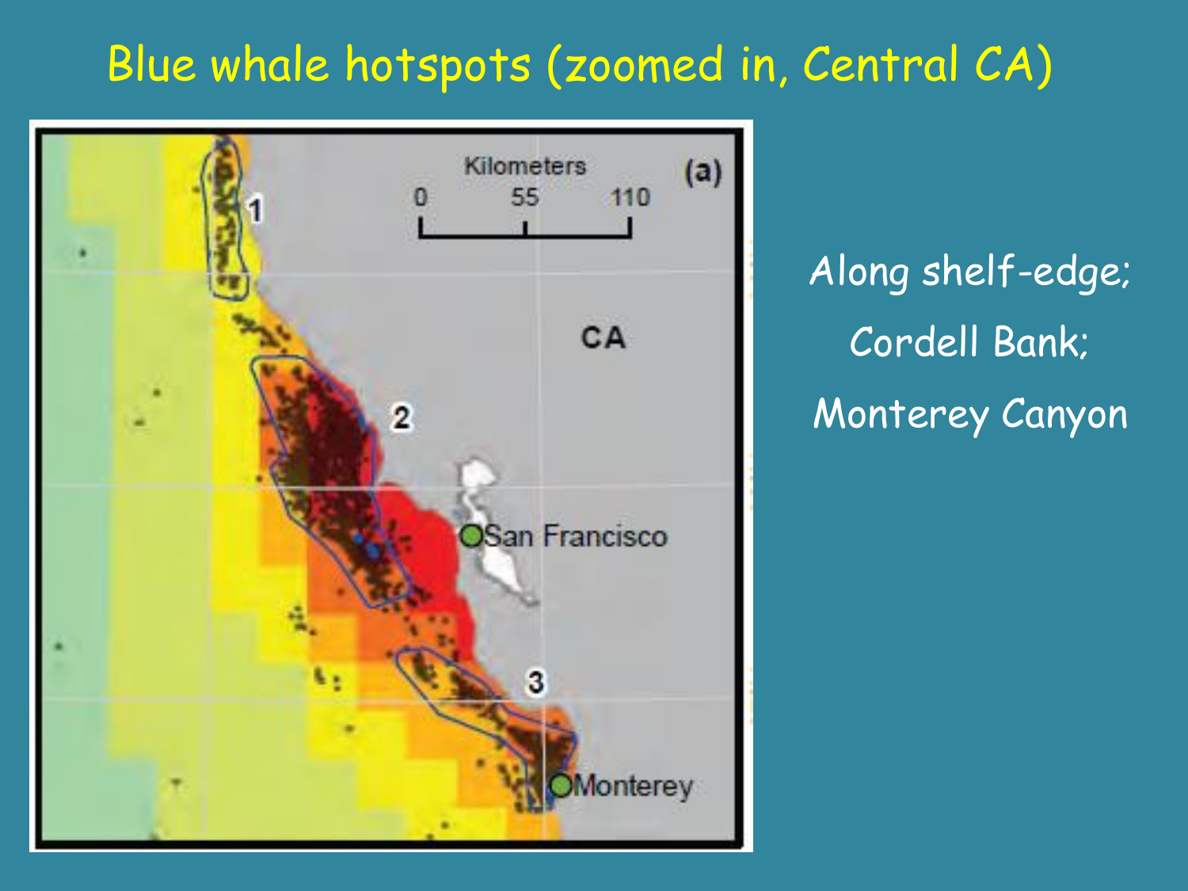# Blue whale hotspots (zoomed in, Central CA)

Along shelf-edge;

Cordell Bank;

Monterey Canyon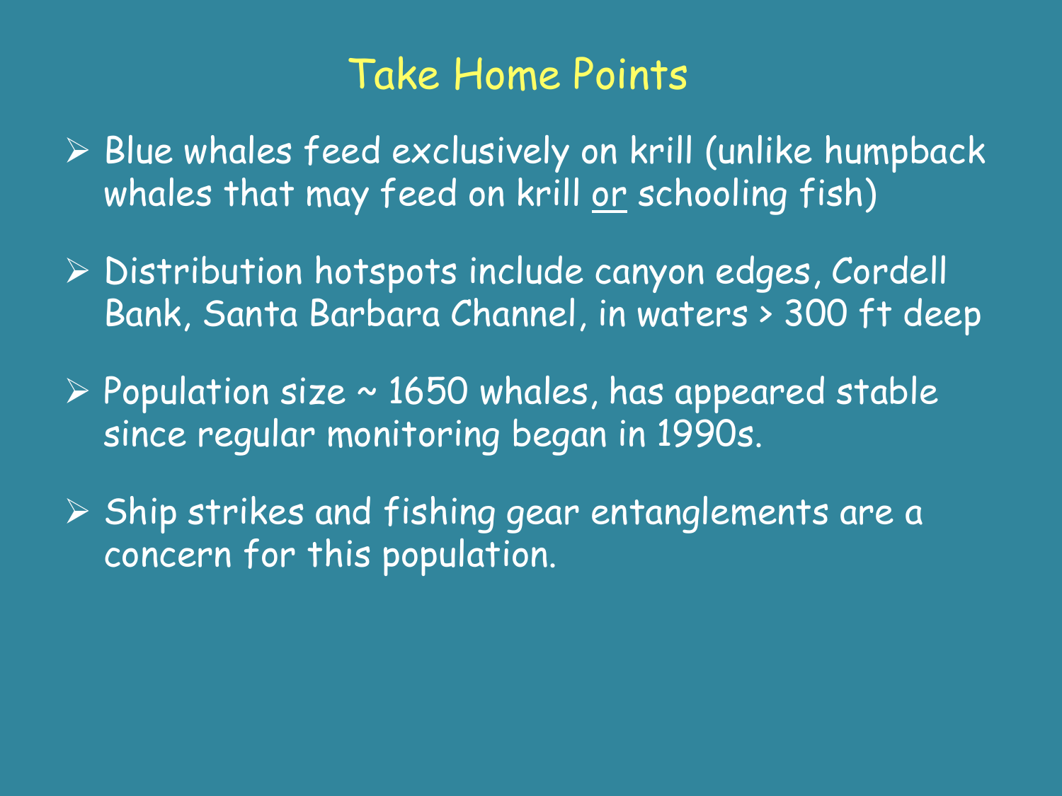# Take Home Points

- Blue whales feed exclusively on krill (unlike humpback whales that may feed on krill <u>or</u> schooling fish)
- Distribution hotspots include canyon edges, Cordell Bank, Santa Barbara Channel, in waters > 300 ft deep
- Population size ~ 1650 whales, has appeared stable since regular monitoring began in 1990s.
- Ship strikes and fishing gear entanglements are a concern for this population.